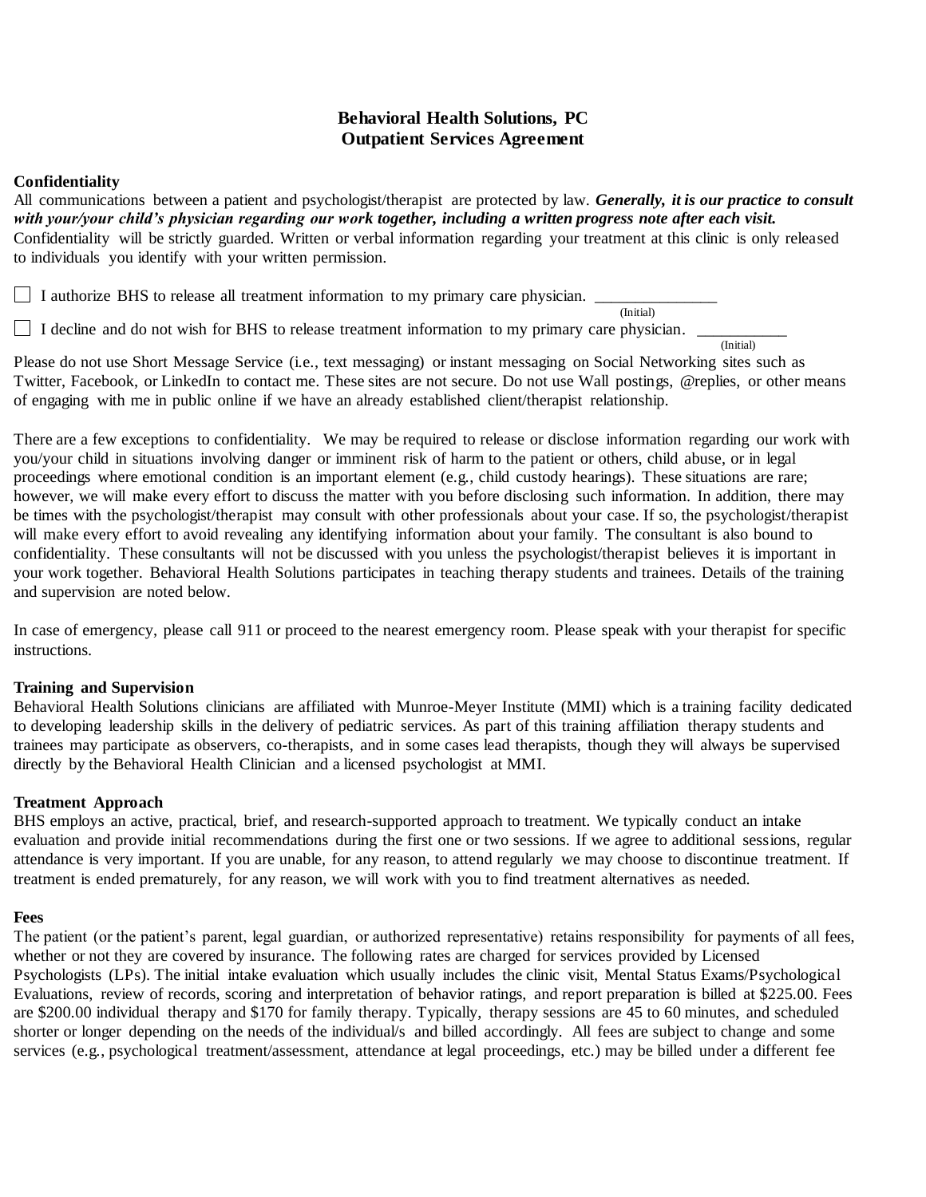**Behavioral Health Solutions, PC**
**Outpatient Services Agreement**

**Confidentiality**

All communications between a patient and psychologist/therapist are protected by law. ***Generally, it is our practice to consult with your/your child's physician regarding our work together, including a written progress note after each visit.*** Confidentiality will be strictly guarded. Written or verbal information regarding your treatment at this clinic is only released to individuals you identify with your written permission.

☐ I authorize BHS to release all treatment information to my primary care physician. _______________ (Initial)

☐ I decline and do not wish for BHS to release treatment information to my primary care physician. ___________ (Initial)

Please do not use Short Message Service (i.e., text messaging) or instant messaging on Social Networking sites such as Twitter, Facebook, or LinkedIn to contact me. These sites are not secure. Do not use Wall postings, @replies, or other means of engaging with me in public online if we have an already established client/therapist relationship.

There are a few exceptions to confidentiality. We may be required to release or disclose information regarding our work with you/your child in situations involving danger or imminent risk of harm to the patient or others, child abuse, or in legal proceedings where emotional condition is an important element (e.g., child custody hearings). These situations are rare; however, we will make every effort to discuss the matter with you before disclosing such information. In addition, there may be times with the psychologist/therapist may consult with other professionals about your case. If so, the psychologist/therapist will make every effort to avoid revealing any identifying information about your family. The consultant is also bound to confidentiality. These consultants will not be discussed with you unless the psychologist/therapist believes it is important in your work together. Behavioral Health Solutions participates in teaching therapy students and trainees. Details of the training and supervision are noted below.

In case of emergency, please call 911 or proceed to the nearest emergency room. Please speak with your therapist for specific instructions.

**Training and Supervision**

Behavioral Health Solutions clinicians are affiliated with Munroe-Meyer Institute (MMI) which is a training facility dedicated to developing leadership skills in the delivery of pediatric services. As part of this training affiliation therapy students and trainees may participate as observers, co-therapists, and in some cases lead therapists, though they will always be supervised directly by the Behavioral Health Clinician and a licensed psychologist at MMI.

**Treatment Approach**

BHS employs an active, practical, brief, and research-supported approach to treatment. We typically conduct an intake evaluation and provide initial recommendations during the first one or two sessions. If we agree to additional sessions, regular attendance is very important. If you are unable, for any reason, to attend regularly we may choose to discontinue treatment. If treatment is ended prematurely, for any reason, we will work with you to find treatment alternatives as needed.

**Fees**

The patient (or the patient's parent, legal guardian, or authorized representative) retains responsibility for payments of all fees, whether or not they are covered by insurance. The following rates are charged for services provided by Licensed Psychologists (LPs). The initial intake evaluation which usually includes the clinic visit, Mental Status Exams/Psychological Evaluations, review of records, scoring and interpretation of behavior ratings, and report preparation is billed at $225.00. Fees are $200.00 individual therapy and $170 for family therapy. Typically, therapy sessions are 45 to 60 minutes, and scheduled shorter or longer depending on the needs of the individual/s and billed accordingly. All fees are subject to change and some services (e.g., psychological treatment/assessment, attendance at legal proceedings, etc.) may be billed under a different fee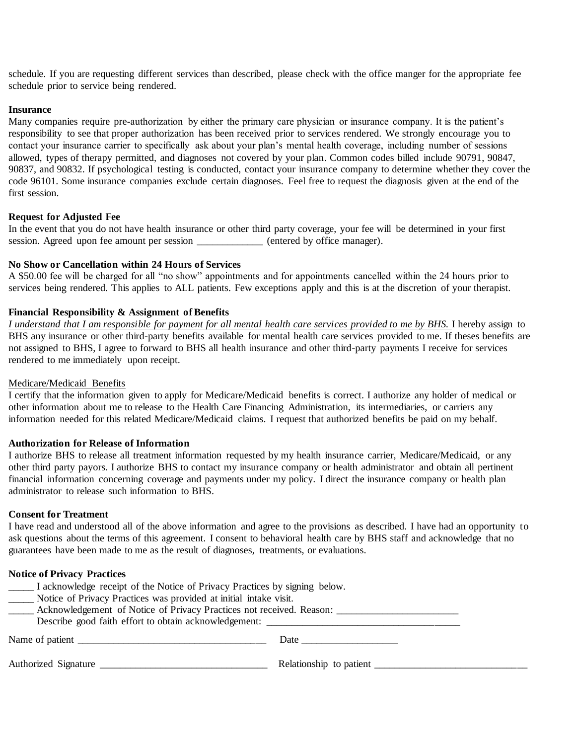schedule. If you are requesting different services than described, please check with the office manger for the appropriate fee schedule prior to service being rendered.

**Insurance**

Many companies require pre-authorization by either the primary care physician or insurance company. It is the patient's responsibility to see that proper authorization has been received prior to services rendered. We strongly encourage you to contact your insurance carrier to specifically ask about your plan's mental health coverage, including number of sessions allowed, types of therapy permitted, and diagnoses not covered by your plan. Common codes billed include 90791, 90847, 90837, and 90832. If psychological testing is conducted, contact your insurance company to determine whether they cover the code 96101. Some insurance companies exclude certain diagnoses. Feel free to request the diagnosis given at the end of the first session.

**Request for Adjusted Fee**

In the event that you do not have health insurance or other third party coverage, your fee will be determined in your first session. Agreed upon fee amount per session _____________ (entered by office manager).

**No Show or Cancellation within 24 Hours of Services**

A $50.00 fee will be charged for all "no show" appointments and for appointments cancelled within the 24 hours prior to services being rendered. This applies to ALL patients. Few exceptions apply and this is at the discretion of your therapist.

**Financial Responsibility & Assignment of Benefits**

*I understand that I am responsible for payment for all mental health care services provided to me by BHS.* I hereby assign to BHS any insurance or other third-party benefits available for mental health care services provided to me. If theses benefits are not assigned to BHS, I agree to forward to BHS all health insurance and other third-party payments I receive for services rendered to me immediately upon receipt.

Medicare/Medicaid Benefits

I certify that the information given to apply for Medicare/Medicaid benefits is correct. I authorize any holder of medical or other information about me to release to the Health Care Financing Administration, its intermediaries, or carriers any information needed for this related Medicare/Medicaid claims. I request that authorized benefits be paid on my behalf.

**Authorization for Release of Information**

I authorize BHS to release all treatment information requested by my health insurance carrier, Medicare/Medicaid, or any other third party payors. I authorize BHS to contact my insurance company or health administrator and obtain all pertinent financial information concerning coverage and payments under my policy. I direct the insurance company or health plan administrator to release such information to BHS.

**Consent for Treatment**

I have read and understood all of the above information and agree to the provisions as described. I have had an opportunity to ask questions about the terms of this agreement. I consent to behavioral health care by BHS staff and acknowledge that no guarantees have been made to me as the result of diagnoses, treatments, or evaluations.

**Notice of Privacy Practices**

_____ I acknowledge receipt of the Notice of Privacy Practices by signing below.
_____ Notice of Privacy Practices was provided at initial intake visit.
_____ Acknowledgement of Notice of Privacy Practices not received. Reason: ________________________
Describe good faith effort to obtain acknowledgement: _____________________________________

Name of patient ____________________________________ Date ___________________

Authorized Signature _________________________________ Relationship to patient ______________________________